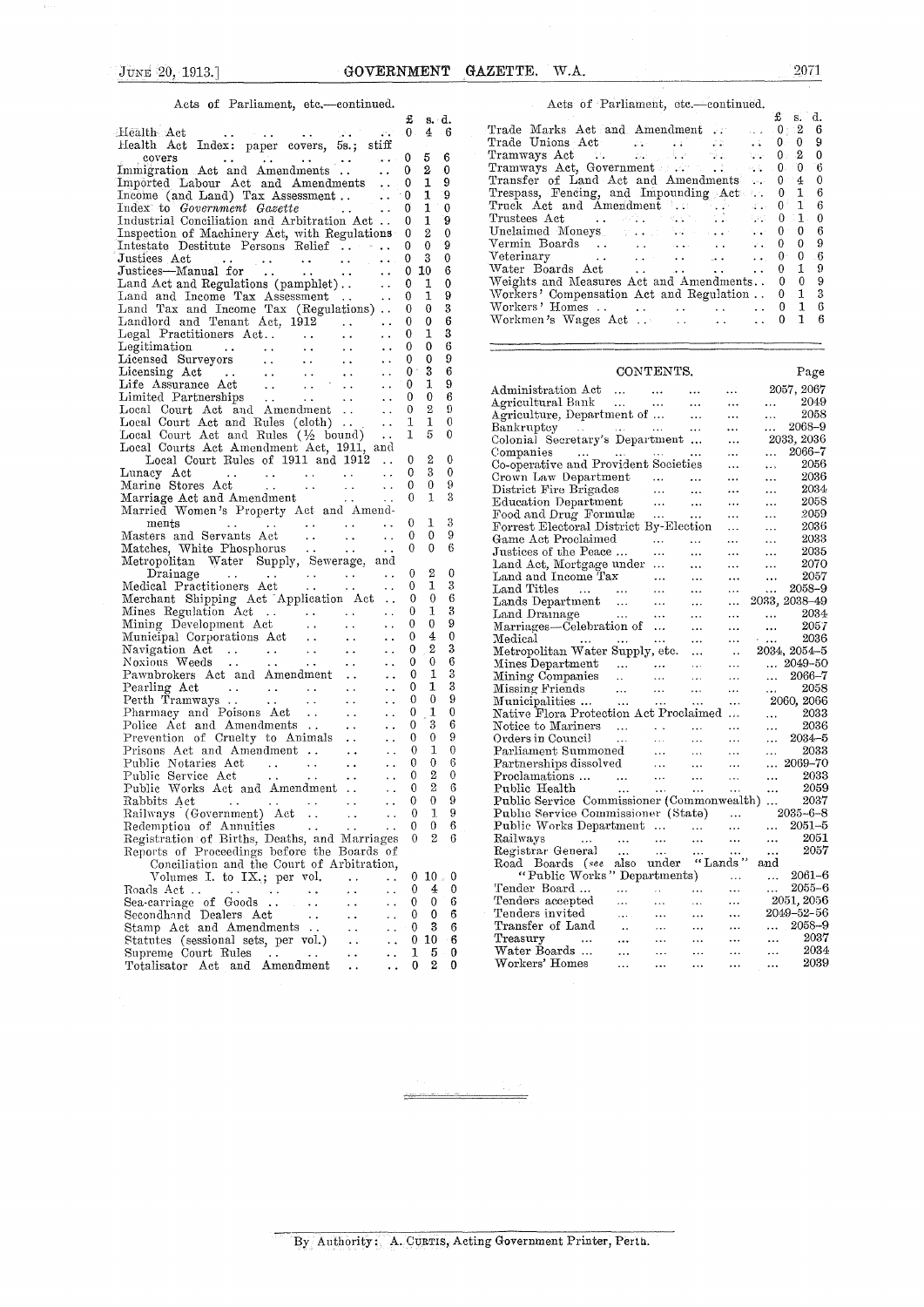Acts of Parliament, etc.—continued.

| | £ | s. | d. |
|---|---|---|---|
| Health Act | 0 | 4 | 6 |
| Health Act Index: paper covers, 5s.; stiff covers | 0 | 5 | 6 |
| Immigration Act and Amendments | 0 | 2 | 0 |
| Imported Labour Act and Amendments | 0 | 1 | 9 |
| Income (and Land) Tax Assessment | 0 | 1 | 9 |
| Index to *Government Gazette* | 0 | 1 | 0 |
| Industrial Conciliation and Arbitration Act | 0 | 1 | 9 |
| Inspection of Machinery Act, with Regulations | 0 | 2 | 0 |
| Intestate Destitute Persons Relief | 0 | 0 | 9 |
| Justices Act | 0 | 3 | 0 |
| Justices—Manual for | 0 | 10 | 6 |
| Land Act and Regulations (pamphlet) | 0 | 1 | 0 |
| Land and Income Tax Assessment | 0 | 1 | 9 |
| Land Tax and Income Tax (Regulations) | 0 | 0 | 3 |
| Landlord and Tenant Act, 1912 | 0 | 0 | 6 |
| Legal Practitioners Act | 0 | 1 | 3 |
| Legitimation | 0 | 0 | 6 |
| Licensed Surveyors | 0 | 0 | 9 |
| Licensing Act | 0 | 3 | 6 |
| Life Assurance Act | 0 | 1 | 9 |
| Limited Partnerships | 0 | 0 | 6 |
| Local Court Act and Amendment | 0 | 2 | 9 |
| Local Court Act and Rules (cloth) | 1 | 1 | 0 |
| Local Court Act and Rules (½ bound) | 1 | 5 | 0 |
| Local Courts Act Amendment Act, 1911, and Local Court Rules of 1911 and 1912 | 0 | 2 | 0 |
| Lunacy Act | 0 | 3 | 0 |
| Marine Stores Act | 0 | 0 | 9 |
| Marriage Act and Amendment | 0 | 1 | 3 |
| Married Women's Property Act and Amendments | 0 | 1 | 3 |
| Masters and Servants Act | 0 | 0 | 9 |
| Matches, White Phosphorus | 0 | 0 | 6 |
| Metropolitan Water Supply, Sewerage, and Drainage | 0 | 2 | 0 |
| Medical Practitioners Act | 0 | 1 | 3 |
| Merchant Shipping Act Application Act | 0 | 0 | 6 |
| Mines Regulation Act | 0 | 1 | 3 |
| Mining Development Act | 0 | 0 | 9 |
| Municipal Corporations Act | 0 | 4 | 0 |
| Navigation Act | 0 | 2 | 3 |
| Noxious Weeds | 0 | 0 | 6 |
| Pawnbrokers Act and Amendment | 0 | 1 | 3 |
| Pearling Act | 0 | 1 | 3 |
| Perth Tramways | 0 | 0 | 9 |
| Pharmacy and Poisons Act | 0 | 1 | 0 |
| Police Act and Amendments | 0 | 3 | 6 |
| Prevention of Cruelty to Animals | 0 | 0 | 9 |
| Prisons Act and Amendment | 0 | 1 | 0 |
| Public Notaries Act | 0 | 0 | 6 |
| Public Service Act | 0 | 2 | 0 |
| Public Works Act and Amendment | 0 | 2 | 6 |
| Rabbits Act | 0 | 0 | 9 |
| Railways (Government) Act | 0 | 1 | 9 |
| Redemption of Annuities | 0 | 0 | 6 |
| Registration of Births, Deaths, and Marriages | 0 | 2 | 6 |
| Reports of Proceedings before the Boards of Conciliation and the Court of Arbitration, Volumes I. to IX.; per vol. | 0 | 10 | 0 |
| Roads Act | 0 | 4 | 0 |
| Sea-carriage of Goods | 0 | 0 | 6 |
| Secondhand Dealers Act | 0 | 0 | 6 |
| Stamp Act and Amendments | 0 | 3 | 6 |
| Statutes (sessional sets, per vol.) | 0 | 10 | 6 |
| Supreme Court Rules | 1 | 5 | 0 |
| Totalisator Act and Amendment | 0 | 2 | 0 |
| Trade Marks Act and Amendment | 0 | 2 | 6 |
| Trade Unions Act | 0 | 0 | 9 |
| Tramways Act | 0 | 2 | 0 |
| Tramways Act, Government | 0 | 0 | 6 |
| Transfer of Land Act and Amendments | 0 | 4 | 0 |
| Trespass, Fencing, and Impounding Act | 0 | 1 | 6 |
| Truck Act and Amendment | 0 | 1 | 6 |
| Trustees Act | 0 | 1 | 0 |
| Unclaimed Moneys | 0 | 0 | 6 |
| Vermin Boards | 0 | 0 | 9 |
| Veterinary | 0 | 0 | 6 |
| Water Boards Act | 0 | 1 | 9 |
| Weights and Measures Act and Amendments | 0 | 0 | 9 |
| Workers' Compensation Act and Regulation | 0 | 1 | 3 |
| Workers' Homes | 0 | 1 | 6 |
| Workmen's Wages Act | 0 | 1 | 6 |

## CONTENTS.

| | Page |
|---|---|
| Administration Act | 2057, 2067 |
| Agricultural Bank | 2049 |
| Agriculture, Department of | 2058 |
| Bankruptcy | 2068–9 |
| Colonial Secretary's Department | 2033, 2036 |
| Companies | 2066–7 |
| Co-operative and Provident Societies | 2056 |
| Crown Law Department | 2036 |
| District Fire Brigades | 2034 |
| Education Department | 2058 |
| Food and Drug Formulæ | 2059 |
| Forrest Electoral District By-Election | 2036 |
| Game Act Proclaimed | 2033 |
| Justices of the Peace | 2035 |
| Land Act, Mortgage under | 2070 |
| Land and Income Tax | 2057 |
| Land Titles | 2058–9 |
| Lands Department | 2033, 2038–49 |
| Land Drainage | 2034 |
| Marriages—Celebration of | 2057 |
| Medical | 2036 |
| Metropolitan Water Supply, etc. | 2034, 2054–5 |
| Mines Department | 2049–50 |
| Mining Companies | 2066–7 |
| Missing Friends | 2058 |
| Municipalities | 2060, 2066 |
| Native Flora Protection Act Proclaimed | 2033 |
| Notice to Mariners | 2036 |
| Orders in Council | 2034–5 |
| Parliament Summoned | 2033 |
| Partnerships dissolved | 2069–70 |
| Proclamations | 2033 |
| Public Health | 2059 |
| Public Service Commissioner (Commonwealth) | 2037 |
| Public Service Commissioner (State) | 2035–6–8 |
| Public Works Department | 2051–5 |
| Railways | 2051 |
| Registrar General | 2057 |
| Road Boards (*see* also under "Lands" and "Public Works" Departments) | 2061–6 |
| Tender Board | 2055–6 |
| Tenders accepted | 2051, 2056 |
| Tenders invited | 2049–52–56 |
| Transfer of Land | 2058–9 |
| Treasury | 2037 |
| Water Boards | 2034 |
| Workers' Homes | 2039 |

By Authority: A. CURTIS, Acting Government Printer, Perth.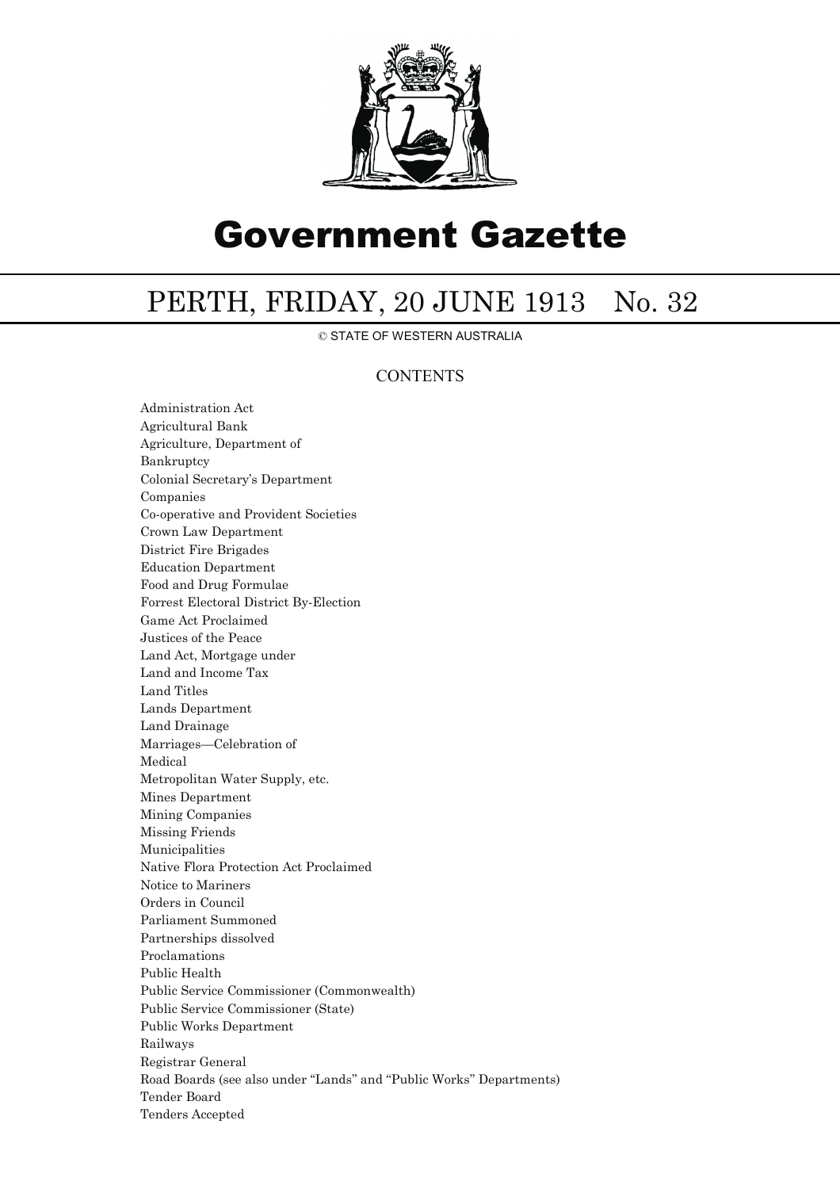# Government Gazette

## PERTH, FRIDAY, 20 JUNE 1913 No. 32

© STATE OF WESTERN AUSTRALIA

### CONTENTS

Administration Act
Agricultural Bank
Agriculture, Department of
Bankruptcy
Colonial Secretary's Department
Companies
Co-operative and Provident Societies
Crown Law Department
District Fire Brigades
Education Department
Food and Drug Formulae
Forrest Electoral District By-Election
Game Act Proclaimed
Justices of the Peace
Land Act, Mortgage under
Land and Income Tax
Land Titles
Lands Department
Land Drainage
Marriages—Celebration of
Medical
Metropolitan Water Supply, etc.
Mines Department
Mining Companies
Missing Friends
Municipalities
Native Flora Protection Act Proclaimed
Notice to Mariners
Orders in Council
Parliament Summoned
Partnerships dissolved
Proclamations
Public Health
Public Service Commissioner (Commonwealth)
Public Service Commissioner (State)
Public Works Department
Railways
Registrar General
Road Boards (see also under "Lands" and "Public Works" Departments)
Tender Board
Tenders Accepted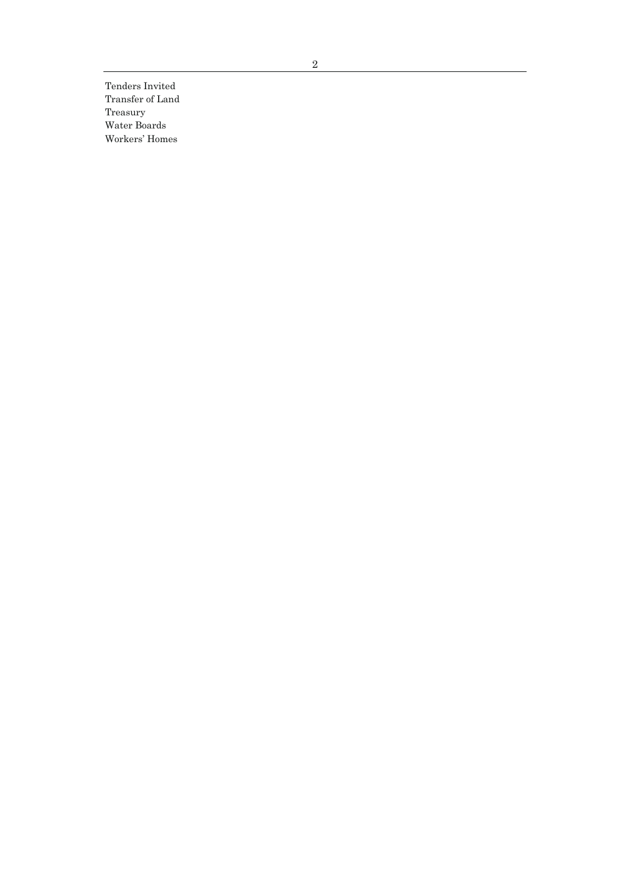Tenders Invited
Transfer of Land
Treasury
Water Boards
Workers' Homes